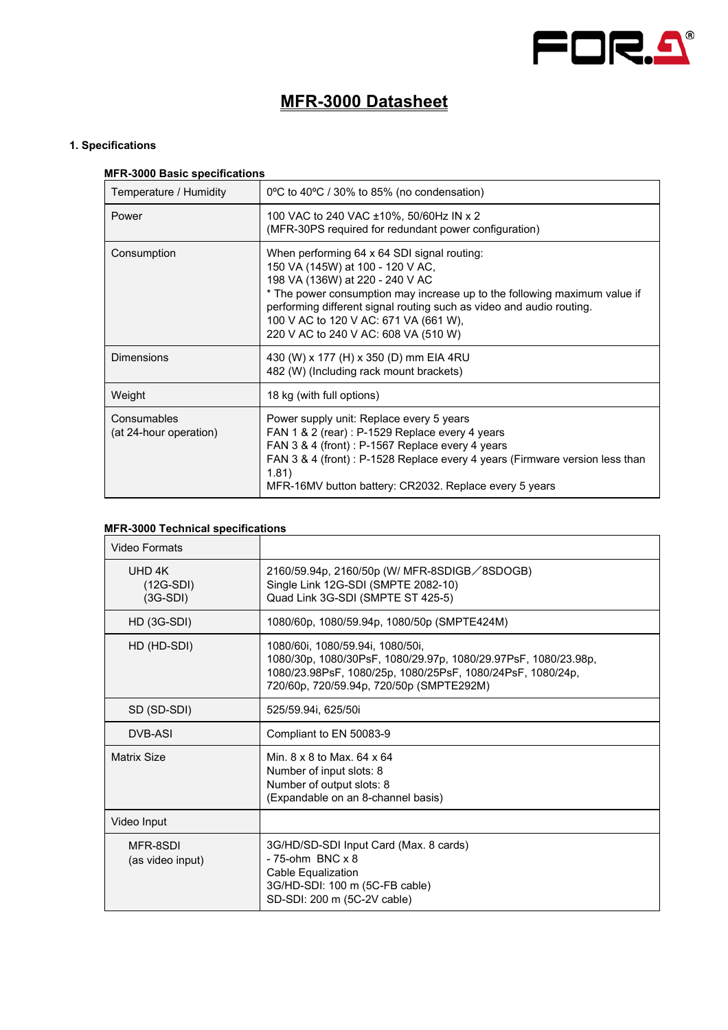# MFR-3000 Datasheet

## 1. Specifications

**MFR-3000 Basic specifications**

| | |
|---|---|
| Temperature / Humidity | 0ºC to 40ºC / 30% to 85% (no condensation) |
| Power | 100 VAC to 240 VAC ±10%, 50/60Hz IN x 2<br>(MFR-30PS required for redundant power configuration) |
| Consumption | When performing 64 x 64 SDI signal routing:<br>150 VA (145W) at 100 - 120 V AC,<br>198 VA (136W) at 220 - 240 V AC<br>* The power consumption may increase up to the following maximum value if performing different signal routing such as video and audio routing.<br>100 V AC to 120 V AC: 671 VA (661 W),<br>220 V AC to 240 V AC: 608 VA (510 W) |
| Dimensions | 430 (W) x 177 (H) x 350 (D) mm EIA 4RU<br>482 (W) (Including rack mount brackets) |
| Weight | 18 kg (with full options) |
| Consumables<br>(at 24-hour operation) | Power supply unit: Replace every 5 years<br>FAN 1 & 2 (rear) : P-1529 Replace every 4 years<br>FAN 3 & 4 (front) : P-1567 Replace every 4 years<br>FAN 3 & 4 (front) : P-1528 Replace every 4 years (Firmware version less than 1.81)<br>MFR-16MV button battery: CR2032. Replace every 5 years |

**MFR-3000 Technical specifications**

| | |
|---|---|
| Video Formats | |
| UHD 4K<br>(12G-SDI)<br>(3G-SDI) | 2160/59.94p, 2160/50p (W/ MFR-8SDIGB／8SDOGB)<br>Single Link 12G-SDI (SMPTE 2082-10)<br>Quad Link 3G-SDI (SMPTE ST 425-5) |
| HD (3G-SDI) | 1080/60p, 1080/59.94p, 1080/50p (SMPTE424M) |
| HD (HD-SDI) | 1080/60i, 1080/59.94i, 1080/50i,<br>1080/30p, 1080/30PsF, 1080/29.97p, 1080/29.97PsF, 1080/23.98p, 1080/23.98PsF, 1080/25p, 1080/25PsF, 1080/24PsF, 1080/24p,<br>720/60p, 720/59.94p, 720/50p (SMPTE292M) |
| SD (SD-SDI) | 525/59.94i, 625/50i |
| DVB-ASI | Compliant to EN 50083-9 |
| Matrix Size | Min. 8 x 8 to Max. 64 x 64<br>Number of input slots: 8<br>Number of output slots: 8<br>(Expandable on an 8-channel basis) |
| Video Input | |
| MFR-8SDI<br>(as video input) | 3G/HD/SD-SDI Input Card (Max. 8 cards)<br>- 75-ohm BNC x 8<br>Cable Equalization<br>3G/HD-SDI: 100 m (5C-FB cable)<br>SD-SDI: 200 m (5C-2V cable) |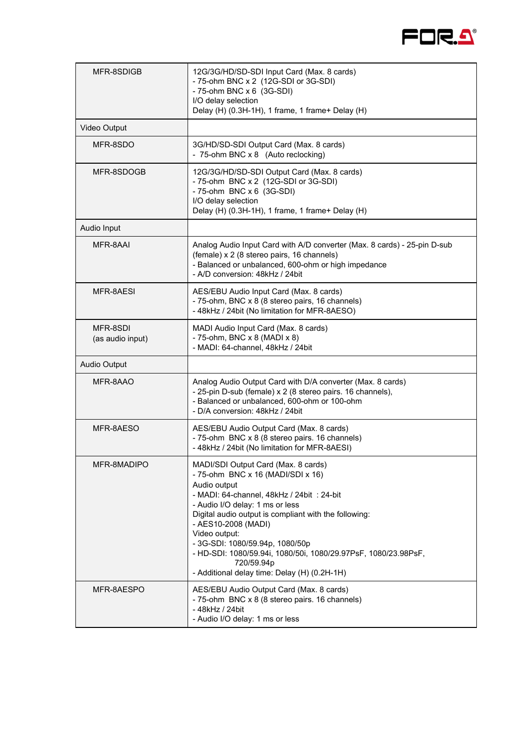| | |
|---|---|
| MFR-8SDIGB | 12G/3G/HD/SD-SDI Input Card (Max. 8 cards)<br>- 75-ohm BNC x 2 (12G-SDI or 3G-SDI)<br>- 75-ohm BNC x 6 (3G-SDI)<br>I/O delay selection<br>Delay (H) (0.3H-1H), 1 frame, 1 frame+ Delay (H) |
| Video Output | |
| MFR-8SDO | 3G/HD/SD-SDI Output Card (Max. 8 cards)<br>- 75-ohm BNC x 8 (Auto reclocking) |
| MFR-8SDOGB | 12G/3G/HD/SD-SDI Output Card (Max. 8 cards)<br>- 75-ohm BNC x 2 (12G-SDI or 3G-SDI)<br>- 75-ohm BNC x 6 (3G-SDI)<br>I/O delay selection<br>Delay (H) (0.3H-1H), 1 frame, 1 frame+ Delay (H) |
| Audio Input | |
| MFR-8AAI | Analog Audio Input Card with A/D converter (Max. 8 cards) - 25-pin D-sub (female) x 2 (8 stereo pairs, 16 channels)<br>- Balanced or unbalanced, 600-ohm or high impedance<br>- A/D conversion: 48kHz / 24bit |
| MFR-8AESI | AES/EBU Audio Input Card (Max. 8 cards)<br>- 75-ohm, BNC x 8 (8 stereo pairs, 16 channels)<br>- 48kHz / 24bit (No limitation for MFR-8AESO) |
| MFR-8SDI<br>(as audio input) | MADI Audio Input Card (Max. 8 cards)<br>- 75-ohm, BNC x 8 (MADI x 8)<br>- MADI: 64-channel, 48kHz / 24bit |
| Audio Output | |
| MFR-8AAO | Analog Audio Output Card with D/A converter (Max. 8 cards)<br>- 25-pin D-sub (female) x 2 (8 stereo pairs. 16 channels),<br>- Balanced or unbalanced, 600-ohm or 100-ohm<br>- D/A conversion: 48kHz / 24bit |
| MFR-8AESO | AES/EBU Audio Output Card (Max. 8 cards)<br>- 75-ohm BNC x 8 (8 stereo pairs. 16 channels)<br>- 48kHz / 24bit (No limitation for MFR-8AESI) |
| MFR-8MADIPO | MADI/SDI Output Card (Max. 8 cards)<br>- 75-ohm BNC x 16 (MADI/SDI x 16)<br>Audio output<br>- MADI: 64-channel, 48kHz / 24bit : 24-bit<br>- Audio I/O delay: 1 ms or less<br>Digital audio output is compliant with the following:<br>- AES10-2008 (MADI)<br>Video output:<br>- 3G-SDI: 1080/59.94p, 1080/50p<br>- HD-SDI: 1080/59.94i, 1080/50i, 1080/29.97PsF, 1080/23.98PsF, 720/59.94p<br>- Additional delay time: Delay (H) (0.2H-1H) |
| MFR-8AESPO | AES/EBU Audio Output Card (Max. 8 cards)<br>- 75-ohm BNC x 8 (8 stereo pairs. 16 channels)<br>- 48kHz / 24bit<br>- Audio I/O delay: 1 ms or less |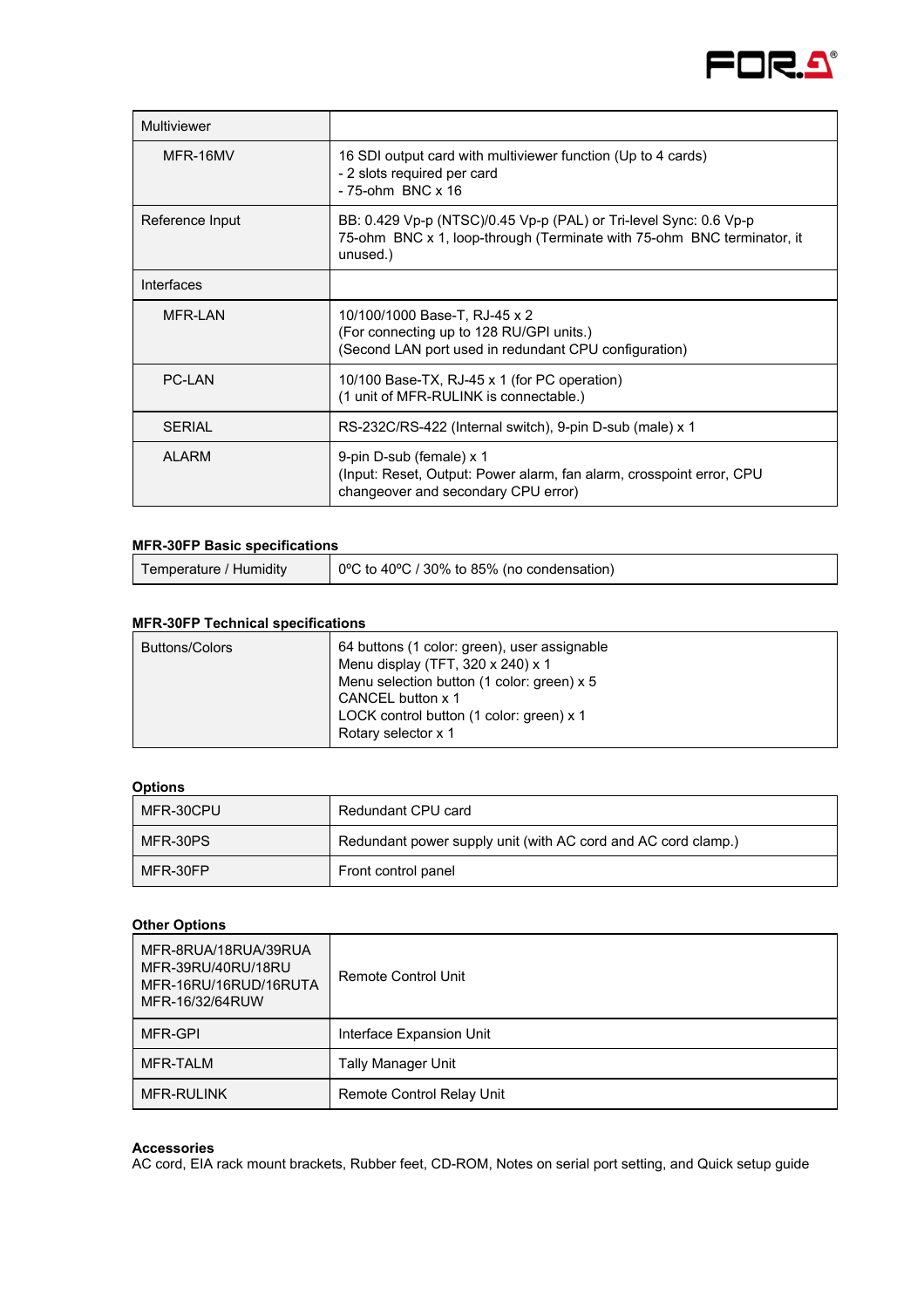| Multiviewer | |
|---|---|
| MFR-16MV | 16 SDI output card with multiviewer function (Up to 4 cards)<br>- 2 slots required per card<br>- 75-ohm BNC x 16 |
| Reference Input | BB: 0.429 Vp-p (NTSC)/0.45 Vp-p (PAL) or Tri-level Sync: 0.6 Vp-p<br>75-ohm BNC x 1, loop-through (Terminate with 75-ohm BNC terminator, it unused.) |
| Interfaces | |
| MFR-LAN | 10/100/1000 Base-T, RJ-45 x 2<br>(For connecting up to 128 RU/GPI units.)<br>(Second LAN port used in redundant CPU configuration) |
| PC-LAN | 10/100 Base-TX, RJ-45 x 1 (for PC operation)<br>(1 unit of MFR-RULINK is connectable.) |
| SERIAL | RS-232C/RS-422 (Internal switch), 9-pin D-sub (male) x 1 |
| ALARM | 9-pin D-sub (female) x 1<br>(Input: Reset, Output: Power alarm, fan alarm, crosspoint error, CPU changeover and secondary CPU error) |

**MFR-30FP Basic specifications**

| Temperature / Humidity | 0ºC to 40ºC / 30% to 85% (no condensation) |
|---|---|

**MFR-30FP Technical specifications**

| Buttons/Colors | 64 buttons (1 color: green), user assignable<br>Menu display (TFT, 320 x 240) x 1<br>Menu selection button (1 color: green) x 5<br>CANCEL button x 1<br>LOCK control button (1 color: green) x 1<br>Rotary selector x 1 |
|---|---|

**Options**

| MFR-30CPU | Redundant CPU card |
|---|---|
| MFR-30PS | Redundant power supply unit (with AC cord and AC cord clamp.) |
| MFR-30FP | Front control panel |

**Other Options**

| MFR-8RUA/18RUA/39RUA<br>MFR-39RU/40RU/18RU<br>MFR-16RU/16RUD/16RUTA<br>MFR-16/32/64RUW | Remote Control Unit |
|---|---|
| MFR-GPI | Interface Expansion Unit |
| MFR-TALM | Tally Manager Unit |
| MFR-RULINK | Remote Control Relay Unit |

**Accessories**

AC cord, EIA rack mount brackets, Rubber feet, CD-ROM, Notes on serial port setting, and Quick setup guide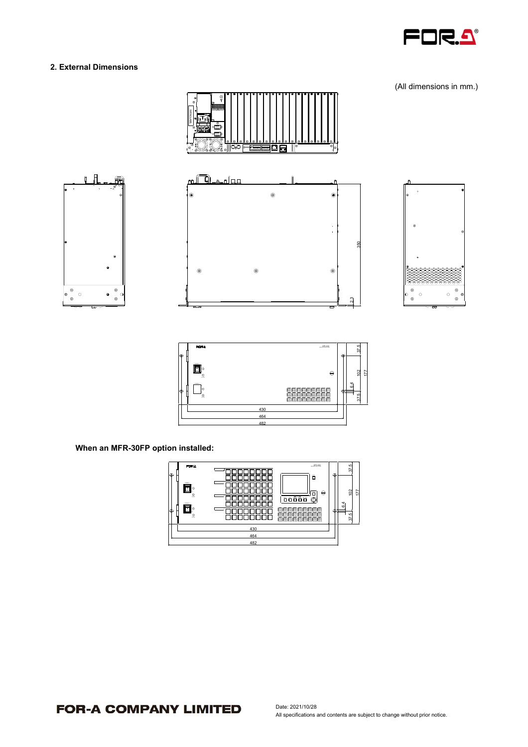## 2. External Dimensions

(All dimensions in mm.)

350

2.3

37.5

102

177

6.4

37.5

430

464

482

**When an MFR-30FP option installed:**

37.5

102

177

6.4

37.5

430

464

482

FOR-A COMPANY LIMITED

Date: 2021/10/28
All specifications and contents are subject to change without prior notice.